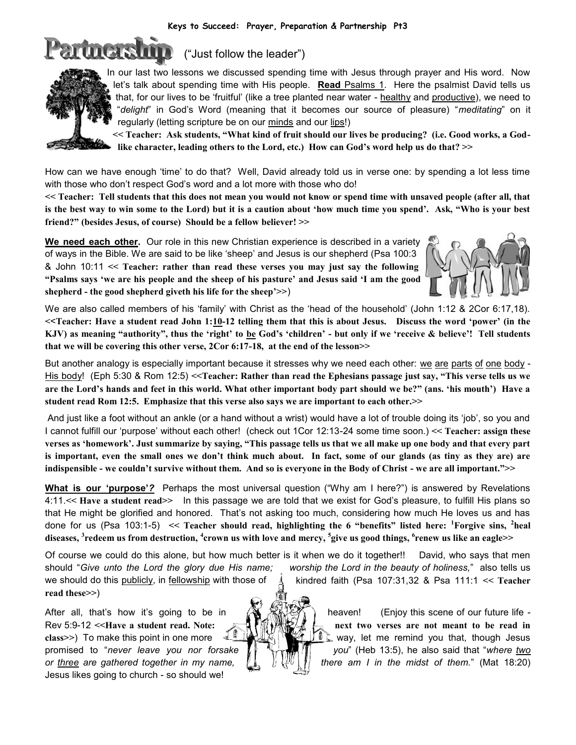**Keys to Succeed: Prayer, Preparation & Partnership Pt3**

# Partnership ("Just follow the leader")

In our last two lessons we discussed spending time with Jesus through prayer and His word. Now let's talk about spending time with His people. **Read** Psalms 1. Here the psalmist David tells us that, for our lives to be 'fruitful' (like a tree planted near water - healthy and productive), we need to "*delight*" in God's Word (meaning that it becomes our source of pleasure) "*meditating*" on it regularly (letting scripture be on our minds and our lips!)

**<< Teacher: Ask students, "What kind of fruit should our lives be producing? (i.e. Good works, a God-like character, leading others to the Lord, etc.) How can God's word help us do that? >>**

How can we have enough 'time' to do that? Well, David already told us in verse one: by spending a lot less time with those who don't respect God's word and a lot more with those who do!

**<< Teacher: Tell students that this does not mean you would not know or spend time with unsaved people (after all, that is the best way to win some to the Lord) but it is a caution about 'how much time you spend'. Ask, "Who is your best friend?" (besides Jesus, of course) Should be a fellow believer! >>**

**We need each other.** Our role in this new Christian experience is described in a variety of ways in the Bible. We are said to be like 'sheep' and Jesus is our shepherd (Psa 100:3 & John 10:11 **<< Teacher: rather than read these verses you may just say the following "Psalms says 'we are his people and the sheep of his pasture' and Jesus said 'I am the good shepherd - the good shepherd giveth his life for the sheep'>>**)

We are also called members of his 'family' with Christ as the 'head of the household' (John 1:12 & 2Cor 6:17,18). **<<Teacher: Have a student read John 1:10-12 telling them that this is about Jesus. Discuss the word 'power' (in the KJV) as meaning "authority", thus the 'right' to be God's 'children' - but only if we 'receive & believe'! Tell students that we will be covering this other verse, 2Cor 6:17-18, at the end of the lesson>>**

But another analogy is especially important because it stresses why we need each other: we are parts of one body - His body! (Eph 5:30 & Rom 12:5) **<<Teacher: Rather than read the Ephesians passage just say, "This verse tells us we are the Lord's hands and feet in this world. What other important body part should we be?" (ans. 'his mouth') Have a student read Rom 12:5. Emphasize that this verse also says we are important to each other.>>**

And just like a foot without an ankle (or a hand without a wrist) would have a lot of trouble doing its 'job', so you and I cannot fulfill our 'purpose' without each other! (check out 1Cor 12:13-24 some time soon.) **<< Teacher: assign these verses as 'homework'. Just summarize by saying, "This passage tells us that we all make up one body and that every part is important, even the small ones we don't think much about. In fact, some of our glands (as tiny as they are) are indispensible - we couldn't survive without them. And so is everyone in the Body of Christ - we are all important.">>**

**What is our 'purpose'*?*** Perhaps the most universal question ("Why am I here?") is answered by Revelations 4:11.**<< Have a student read>>** In this passage we are told that we exist for God's pleasure, to fulfill His plans so that He might be glorified and honored. That's not asking too much, considering how much He loves us and has done for us (Psa 103:1-5) **<< Teacher should read, highlighting the 6 "benefits" listed here: [1]Forgive sins, [2]heal diseases, [3]redeem us from destruction, [4]crown us with love and mercy, [5]give us good things, [6]renew us like an eagle>>**

Of course we could do this alone, but how much better is it when we do it together!! David, who says that men should "*Give unto the Lord the glory due His name; worship the Lord in the beauty of holiness,*" also tells us we should do this publicly, in fellowship with those of kindred faith (Psa 107:31,32 & Psa 111:1 **<< Teacher read these>>**)

After all, that's how it's going to be in heaven! (Enjoy this scene of our future life - Rev 5:9-12 **<<Have a student read. Note: next two verses are not meant to be read in class>>**) To make this point in one more way, let me remind you that, though Jesus promised to "*never leave you nor forsake you*" (Heb 13:5), he also said that "*where two or three are gathered together in my name, there am I in the midst of them.*" (Mat 18:20) Jesus likes going to church - so should we!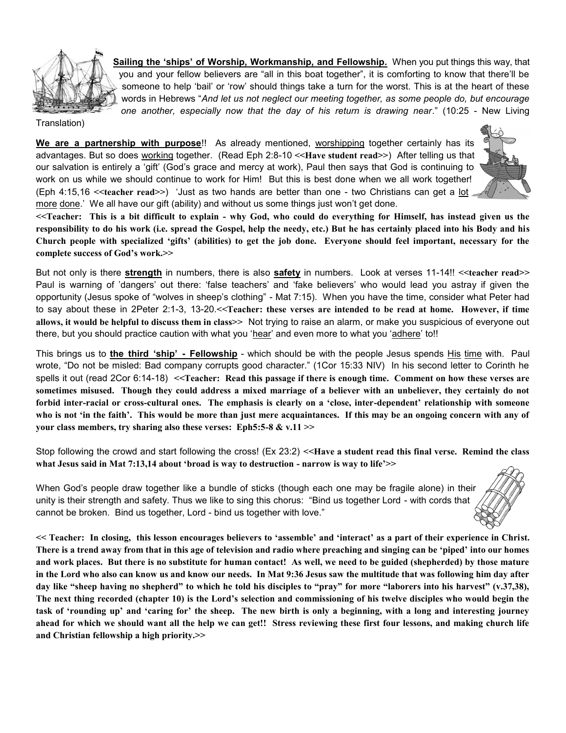**Sailing the 'ships' of Worship, Workmanship, and Fellowship.** When you put things this way, that you and your fellow believers are "all in this boat together", it is comforting to know that there'll be someone to help 'bail' or 'row' should things take a turn for the worst. This is at the heart of these words in Hebrews "*And let us not neglect our meeting together, as some people do, but encourage one another, especially now that the day of his return is drawing near*." (10:25 - New Living Translation)

**We are a partnership with purpose**!! As already mentioned, worshipping together certainly has its advantages. But so does working together. (Read Eph 2:8-10 <<**Have student read**>>) After telling us that our salvation is entirely a 'gift' (God's grace and mercy at work), Paul then says that God is continuing to work on us while we should continue to work for Him! But this is best done when we all work together! (Eph 4:15,16 <<**teacher read**>>) 'Just as two hands are better than one - two Christians can get a lot more done.' We all have our gift (ability) and without us some things just won't get done.

**<<Teacher: This is a bit difficult to explain - why God, who could do everything for Himself, has instead given us the responsibility to do his work (i.e. spread the Gospel, help the needy, etc.) But he has certainly placed into his Body and his Church people with specialized 'gifts' (abilities) to get the job done. Everyone should feel important, necessary for the complete success of God's work.>>**

But not only is there **strength** in numbers, there is also **safety** in numbers. Look at verses 11-14!! <<**teacher read**>> Paul is warning of 'dangers' out there: 'false teachers' and 'fake believers' who would lead you astray if given the opportunity (Jesus spoke of "wolves in sheep's clothing" - Mat 7:15). When you have the time, consider what Peter had to say about these in 2Peter 2:1-3, 13-20.<<**Teacher: these verses are intended to be read at home. However, if time allows, it would be helpful to discuss them in class**>> Not trying to raise an alarm, or make you suspicious of everyone out there, but you should practice caution with what you 'hear' and even more to what you 'adhere' to!!

This brings us to **the third 'ship' - Fellowship** - which should be with the people Jesus spends His time with. Paul wrote, "Do not be misled: Bad company corrupts good character." (1Cor 15:33 NIV) In his second letter to Corinth he spells it out (read 2Cor 6:14-18) <<**Teacher: Read this passage if there is enough time. Comment on how these verses are sometimes misused. Though they could address a mixed marriage of a believer with an unbeliever, they certainly do not forbid inter-racial or cross-cultural ones. The emphasis is clearly on a 'close, inter-dependent' relationship with someone who is not 'in the faith'. This would be more than just mere acquaintances. If this may be an ongoing concern with any of your class members, try sharing also these verses: Eph5:5-8 & v.11 >>**

Stop following the crowd and start following the cross! (Ex 23:2) <<**Have a student read this final verse. Remind the class what Jesus said in Mat 7:13,14 about 'broad is way to destruction - narrow is way to life'>>**

When God's people draw together like a bundle of sticks (though each one may be fragile alone) in their unity is their strength and safety. Thus we like to sing this chorus: "Bind us together Lord - with cords that cannot be broken. Bind us together, Lord - bind us together with love."

**<< Teacher: In closing, this lesson encourages believers to 'assemble' and 'interact' as a part of their experience in Christ. There is a trend away from that in this age of television and radio where preaching and singing can be 'piped' into our homes and work places. But there is no substitute for human contact! As well, we need to be guided (shepherded) by those mature in the Lord who also can know us and know our needs. In Mat 9:36 Jesus saw the multitude that was following him day after day like "sheep having no shepherd" to which he told his disciples to "pray" for more "laborers into his harvest" (v.37,38), The next thing recorded (chapter 10) is the Lord's selection and commissioning of his twelve disciples who would begin the task of 'rounding up' and 'caring for' the sheep. The new birth is only a beginning, with a long and interesting journey ahead for which we should want all the help we can get!! Stress reviewing these first four lessons, and making church life and Christian fellowship a high priority.>>**